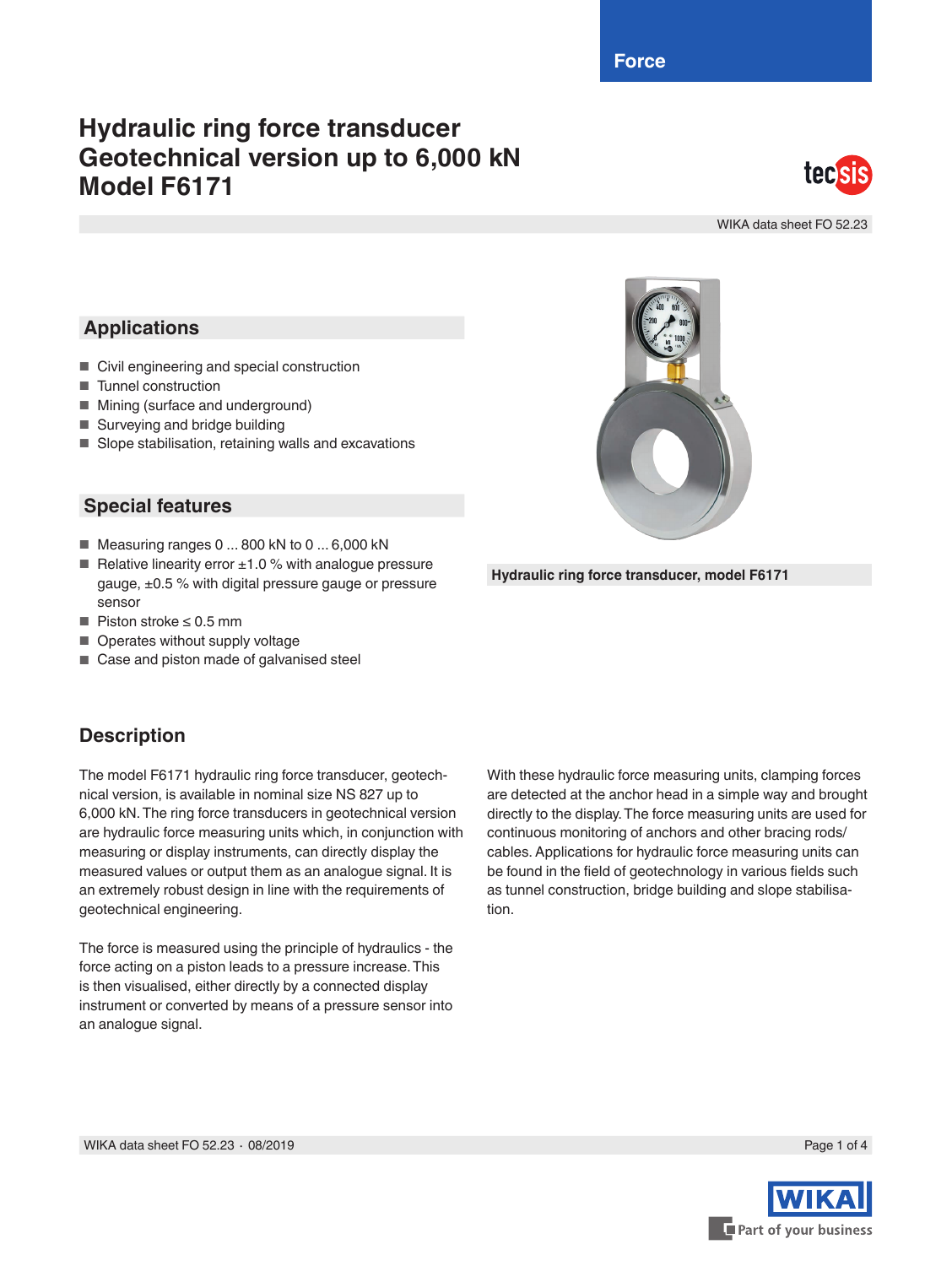Force

# Hydraulic ring force transducer
# Geotechnical version up to 6,000 kN
# Model F6171

WIKA data sheet FO 52.23

## Applications

- Civil engineering and special construction
- Tunnel construction
- Mining (surface and underground)
- Surveying and bridge building
- Slope stabilisation, retaining walls and excavations

## Special features

- Measuring ranges 0 ... 800 kN to 0 ... 6,000 kN
- Relative linearity error ±1.0 % with analogue pressure gauge, ±0.5 % with digital pressure gauge or pressure sensor
- Piston stroke ≤ 0.5 mm
- Operates without supply voltage
- Case and piston made of galvanised steel

**Hydraulic ring force transducer, model F6171**

## Description

The model F6171 hydraulic ring force transducer, geotechnical version, is available in nominal size NS 827 up to 6,000 kN. The ring force transducers in geotechnical version are hydraulic force measuring units which, in conjunction with measuring or display instruments, can directly display the measured values or output them as an analogue signal. It is an extremely robust design in line with the requirements of geotechnical engineering.

The force is measured using the principle of hydraulics - the force acting on a piston leads to a pressure increase. This is then visualised, either directly by a connected display instrument or converted by means of a pressure sensor into an analogue signal.

With these hydraulic force measuring units, clamping forces are detected at the anchor head in a simple way and brought directly to the display. The force measuring units are used for continuous monitoring of anchors and other bracing rods/cables. Applications for hydraulic force measuring units can be found in the field of geotechnology in various fields such as tunnel construction, bridge building and slope stabilisation.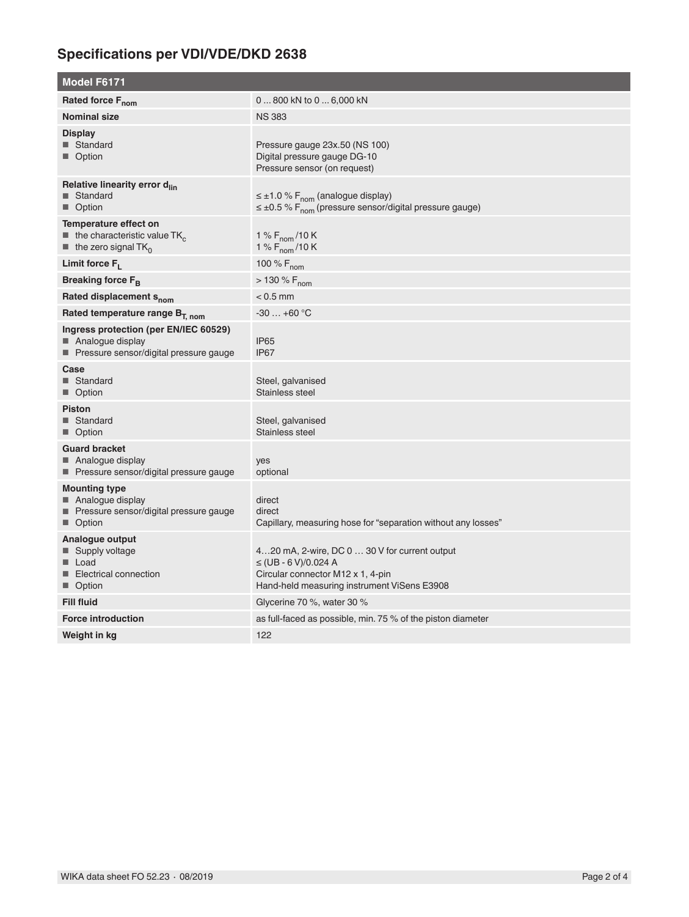## Specifications per VDI/VDE/DKD 2638

| Model F6171 | |
|---|---|
| **Rated force $F_{nom}$** | 0 ... 800 kN to 0 ... 6,000 kN |
| **Nominal size** | NS 383 |
| **Display**<br>■ Standard<br>■ Option | <br>Pressure gauge 23x.50 (NS 100)<br>Digital pressure gauge DG-10<br>Pressure sensor (on request) |
| **Relative linearity error $d_{lin}$**<br>■ Standard<br>■ Option | <br>≤ ±1.0 % $F_{nom}$ (analogue display)<br>≤ ±0.5 % $F_{nom}$ (pressure sensor/digital pressure gauge) |
| **Temperature effect on**<br>■ the characteristic value $TK_c$<br>■ the zero signal $TK_0$ | <br>1 % $F_{nom}$ /10 K<br>1 % $F_{nom}$ /10 K |
| **Limit force $F_L$** | 100 % $F_{nom}$ |
| **Breaking force $F_B$** | > 130 % $F_{nom}$ |
| **Rated displacement $s_{nom}$** | < 0.5 mm |
| **Rated temperature range $B_{T, nom}$** | -30 … +60 °C |
| **Ingress protection (per EN/IEC 60529)**<br>■ Analogue display<br>■ Pressure sensor/digital pressure gauge | <br>IP65<br>IP67 |
| **Case**<br>■ Standard<br>■ Option | <br>Steel, galvanised<br>Stainless steel |
| **Piston**<br>■ Standard<br>■ Option | <br>Steel, galvanised<br>Stainless steel |
| **Guard bracket**<br>■ Analogue display<br>■ Pressure sensor/digital pressure gauge | <br>yes<br>optional |
| **Mounting type**<br>■ Analogue display<br>■ Pressure sensor/digital pressure gauge<br>■ Option | <br>direct<br>direct<br>Capillary, measuring hose for "separation without any losses" |
| **Analogue output**<br>■ Supply voltage<br>■ Load<br>■ Electrical connection<br>■ Option | <br>4…20 mA, 2-wire, DC 0 … 30 V for current output<br>≤ (UB - 6 V)/0.024 A<br>Circular connector M12 x 1, 4-pin<br>Hand-held measuring instrument ViSens E3908 |
| **Fill fluid** | Glycerine 70 %, water 30 % |
| **Force introduction** | as full-faced as possible, min. 75 % of the piston diameter |
| **Weight in kg** | 122 |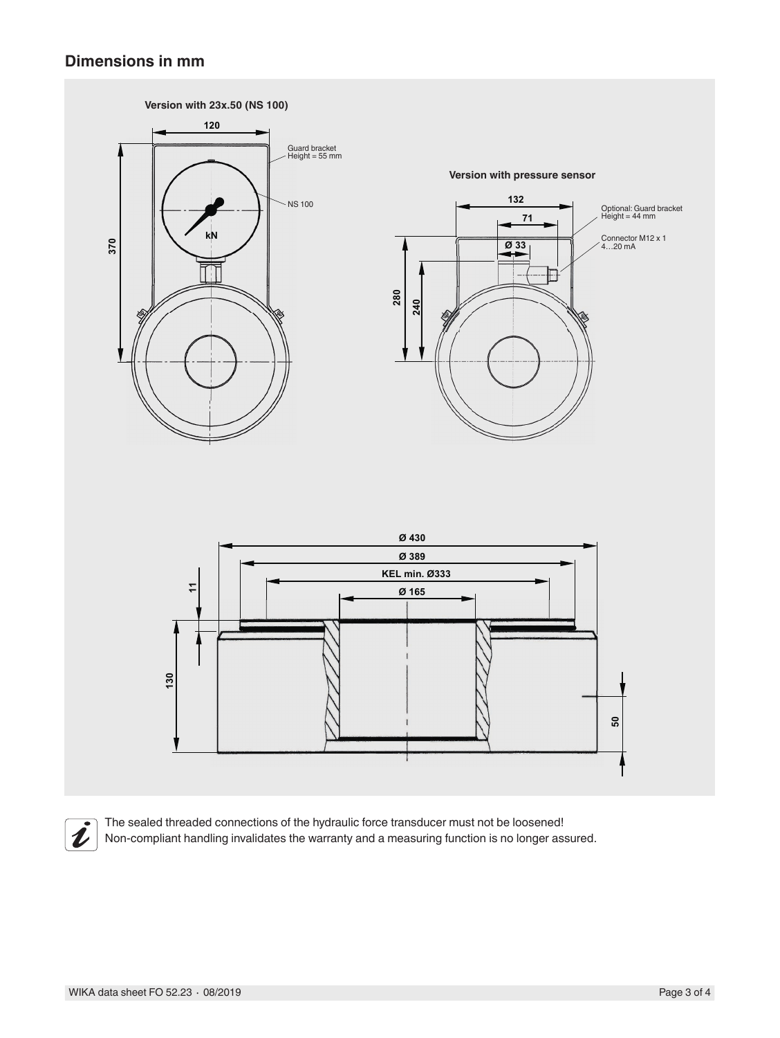## Dimensions in mm

**Version with 23x.50 (NS 100)**

120

370

Guard bracket
Height = 55 mm

NS 100

kN

**Version with pressure sensor**

132

71

Ø 33

280

240

Optional: Guard bracket
Height = 44 mm

Connector M12 x 1
4…20 mA

Ø 430

Ø 389

KEL min. Ø333

Ø 165

11

130

50

The sealed threaded connections of the hydraulic force transducer must not be loosened!
Non-compliant handling invalidates the warranty and a measuring function is no longer assured.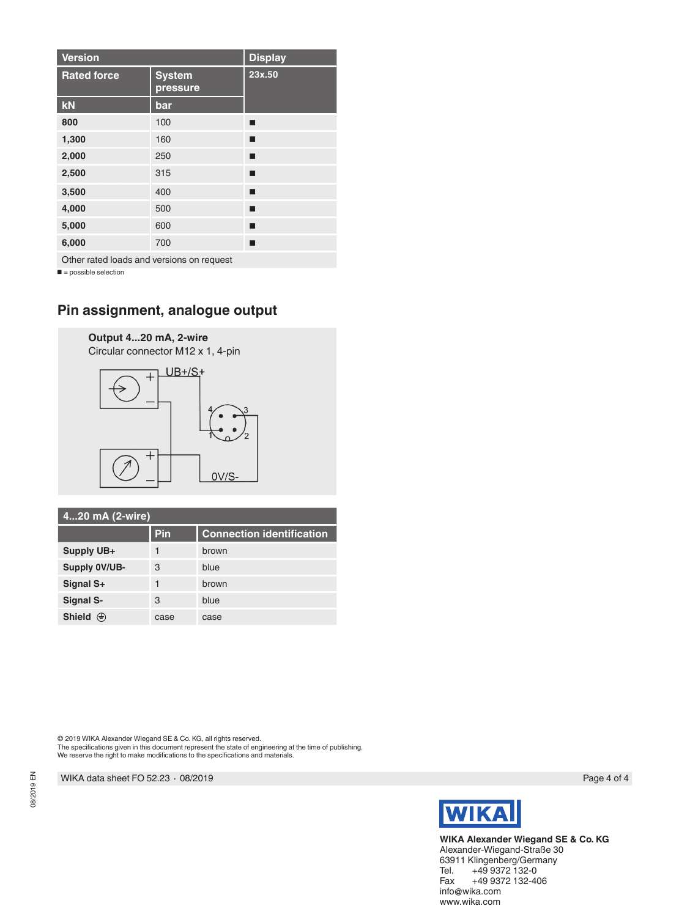| Version | | Display |
| --- | --- | --- |
| Rated force | System pressure | 23x.50 |
| kN | bar | |
| **800** | 100 | ■ |
| **1,300** | 160 | ■ |
| **2,000** | 250 | ■ |
| **2,500** | 315 | ■ |
| **3,500** | 400 | ■ |
| **4,000** | 500 | ■ |
| **5,000** | 600 | ■ |
| **6,000** | 700 | ■ |
| Other rated loads and versions on request | | |

■ = possible selection

## Pin assignment, analogue output

**Output 4...20 mA, 2-wire**

Circular connector M12 x 1, 4-pin

UB+/S+

0V/S-

| 4...20 mA (2-wire) | Pin | Connection identification |
| --- | --- | --- |
| **Supply UB+** | 1 | brown |
| **Supply 0V/UB-** | 3 | blue |
| **Signal S+** | 1 | brown |
| **Signal S-** | 3 | blue |
| **Shield** ⏚ | case | case |

© 2019 WIKA Alexander Wiegand SE & Co. KG, all rights reserved.
The specifications given in this document represent the state of engineering at the time of publishing.
We reserve the right to make modifications to the specifications and materials.

WIKA data sheet FO 52.23 · 08/2019

**WIKA Alexander Wiegand SE & Co. KG**
Alexander-Wiegand-Straße 30
63911 Klingenberg/Germany
Tel. +49 9372 132-0
Fax +49 9372 132-406
info@wika.com
www.wika.com